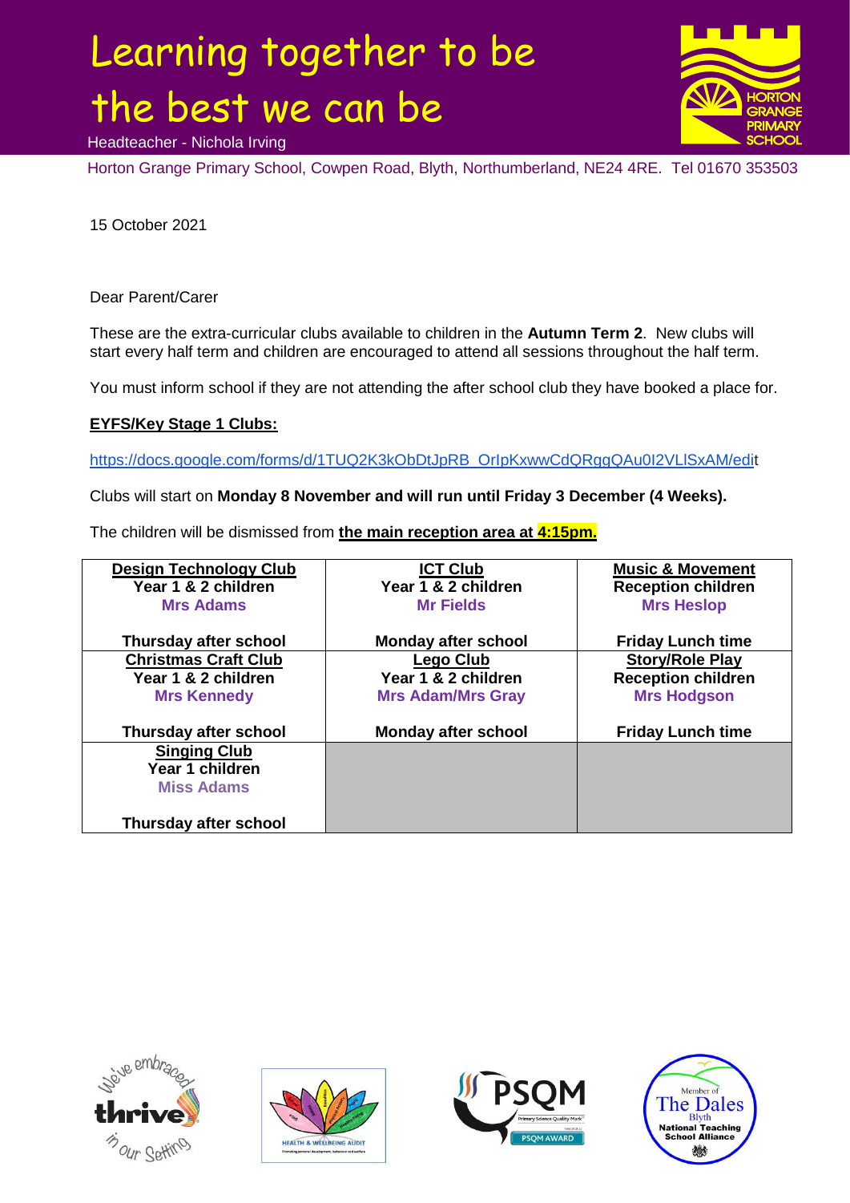# Learning together to be the best we can be

Headteacher - Nichola Irving

Horton Grange Primary School, Cowpen Road, Blyth, Northumberland, NE24 4RE. Tel 01670 353503

15 October 2021

Dear Parent/Carer

These are the extra-curricular clubs available to children in the **Autumn Term 2**. New clubs will start every half term and children are encouraged to attend all sessions throughout the half term.

You must inform school if they are not attending the after school club they have booked a place for.

**EYFS/Key Stage 1 Clubs:**

https://docs.google.com/forms/d/1TUQ2K3kObDtJpRB_OrIpKxwwCdQRggQAu0I2VLlSxAM/edit

Clubs will start on **Monday 8 November and will run until Friday 3 December (4 Weeks).**

The children will be dismissed from **the main reception area at 4:15pm.**

| | | |
|---|---|---|
| **Design Technology Club**<br>**Year 1 & 2 children**<br>**Mrs Adams**<br><br>**Thursday after school** | **ICT Club**<br>**Year 1 & 2 children**<br>**Mr Fields**<br><br>**Monday after school** | **Music & Movement**<br>**Reception children**<br>**Mrs Heslop**<br><br>**Friday Lunch time** |
| **Christmas Craft Club**<br>**Year 1 & 2 children**<br>**Mrs Kennedy**<br><br>**Thursday after school** | **Lego Club**<br>**Year 1 & 2 children**<br>**Mrs Adam/Mrs Gray**<br><br>**Monday after school** | **Story/Role Play**<br>**Reception children**<br>**Mrs Hodgson**<br><br>**Friday Lunch time** |
| **Singing Club**<br>**Year 1 children**<br>**Miss Adams**<br><br>**Thursday after school** | | |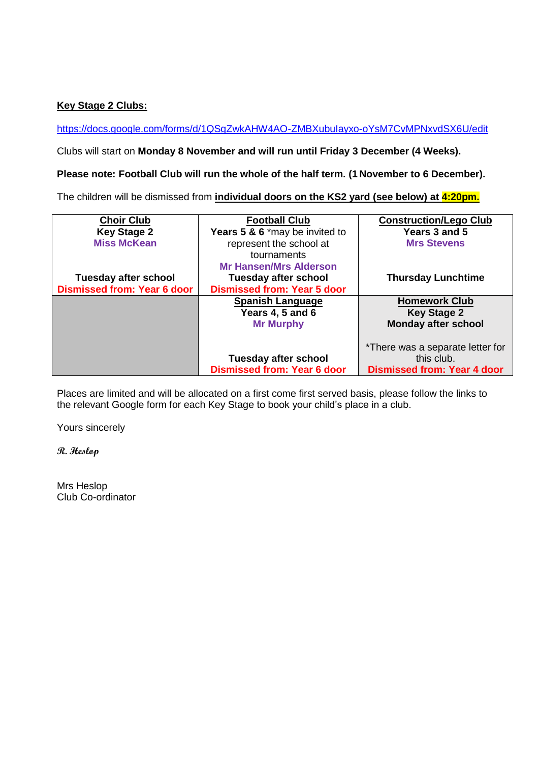**Key Stage 2 Clubs:**

https://docs.google.com/forms/d/1QSqZwkAHW4AO-ZMBXubuIayxo-oYsM7CvMPNxvdSX6U/edit

Clubs will start on **Monday 8 November and will run until Friday 3 December (4 Weeks).**

**Please note: Football Club will run the whole of the half term. (1 November to 6 December).**

The children will be dismissed from **individual doors on the KS2 yard (see below) at 4:20pm.**

| | | |
|---|---|---|
| **Choir Club**<br>**Key Stage 2**<br>**Miss McKean**<br><br>**Tuesday after school**<br>**Dismissed from: Year 6 door** | **Football Club**<br>**Years 5 & 6** *may be invited to represent the school at tournaments<br>**Mr Hansen/Mrs Alderson**<br>**Tuesday after school**<br>**Dismissed from: Year 5 door** | **Construction/Lego Club**<br>**Years 3 and 5**<br>**Mrs Stevens**<br><br>**Thursday Lunchtime** |
| | **Spanish Language**<br>**Years 4, 5 and 6**<br>**Mr Murphy**<br><br>**Tuesday after school**<br>**Dismissed from: Year 6 door** | **Homework Club**<br>**Key Stage 2**<br>**Monday after school**<br><br>*There was a separate letter for this club.<br>**Dismissed from: Year 4 door** |

Places are limited and will be allocated on a first come first served basis, please follow the links to the relevant Google form for each Key Stage to book your child's place in a club.

Yours sincerely

*R. Heslop*

Mrs Heslop
Club Co-ordinator